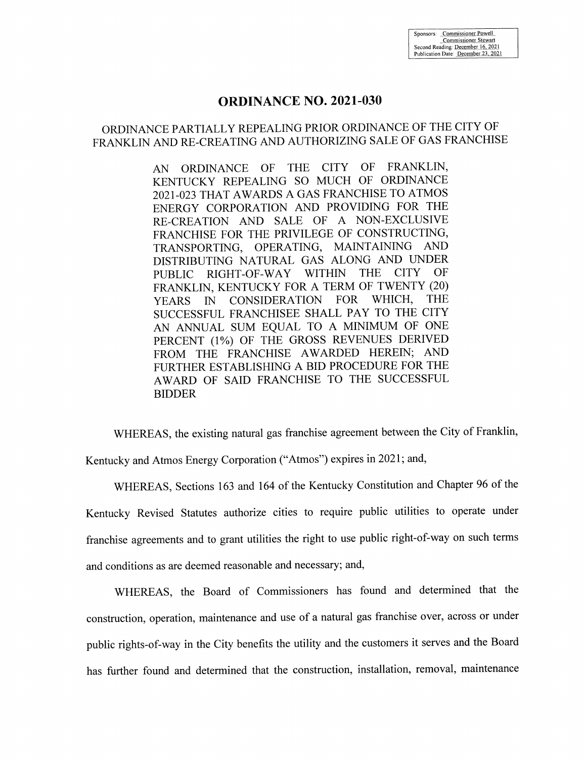Sponsors: Commissioner Powell
Commissioner Stewart
Second Reading: December 16, 2021
Publication Date: December 23, 2021

# ORDINANCE NO. 2021-030

## ORDINANCE PARTIALLY REPEALING PRIOR ORDINANCE OF THE CITY OF FRANKLIN AND RE-CREATING AND AUTHORIZING SALE OF GAS FRANCHISE

AN ORDINANCE OF THE CITY OF FRANKLIN, KENTUCKY REPEALING SO MUCH OF ORDINANCE 2021-023 THAT AWARDS A GAS FRANCHISE TO ATMOS ENERGY CORPORATION AND PROVIDING FOR THE RE-CREATION AND SALE OF A NON-EXCLUSIVE FRANCHISE FOR THE PRIVILEGE OF CONSTRUCTING, TRANSPORTING, OPERATING, MAINTAINING AND DISTRIBUTING NATURAL GAS ALONG AND UNDER PUBLIC RIGHT-OF-WAY WITHIN THE CITY OF FRANKLIN, KENTUCKY FOR A TERM OF TWENTY (20) YEARS IN CONSIDERATION FOR WHICH, THE SUCCESSFUL FRANCHISEE SHALL PAY TO THE CITY AN ANNUAL SUM EQUAL TO A MINIMUM OF ONE PERCENT (1%) OF THE GROSS REVENUES DERIVED FROM THE FRANCHISE AWARDED HEREIN; AND FURTHER ESTABLISHING A BID PROCEDURE FOR THE AWARD OF SAID FRANCHISE TO THE SUCCESSFUL BIDDER

WHEREAS, the existing natural gas franchise agreement between the City of Franklin, Kentucky and Atmos Energy Corporation ("Atmos") expires in 2021; and,

WHEREAS, Sections 163 and 164 of the Kentucky Constitution and Chapter 96 of the Kentucky Revised Statutes authorize cities to require public utilities to operate under franchise agreements and to grant utilities the right to use public right-of-way on such terms and conditions as are deemed reasonable and necessary; and,

WHEREAS, the Board of Commissioners has found and determined that the construction, operation, maintenance and use of a natural gas franchise over, across or under public rights-of-way in the City benefits the utility and the customers it serves and the Board has further found and determined that the construction, installation, removal, maintenance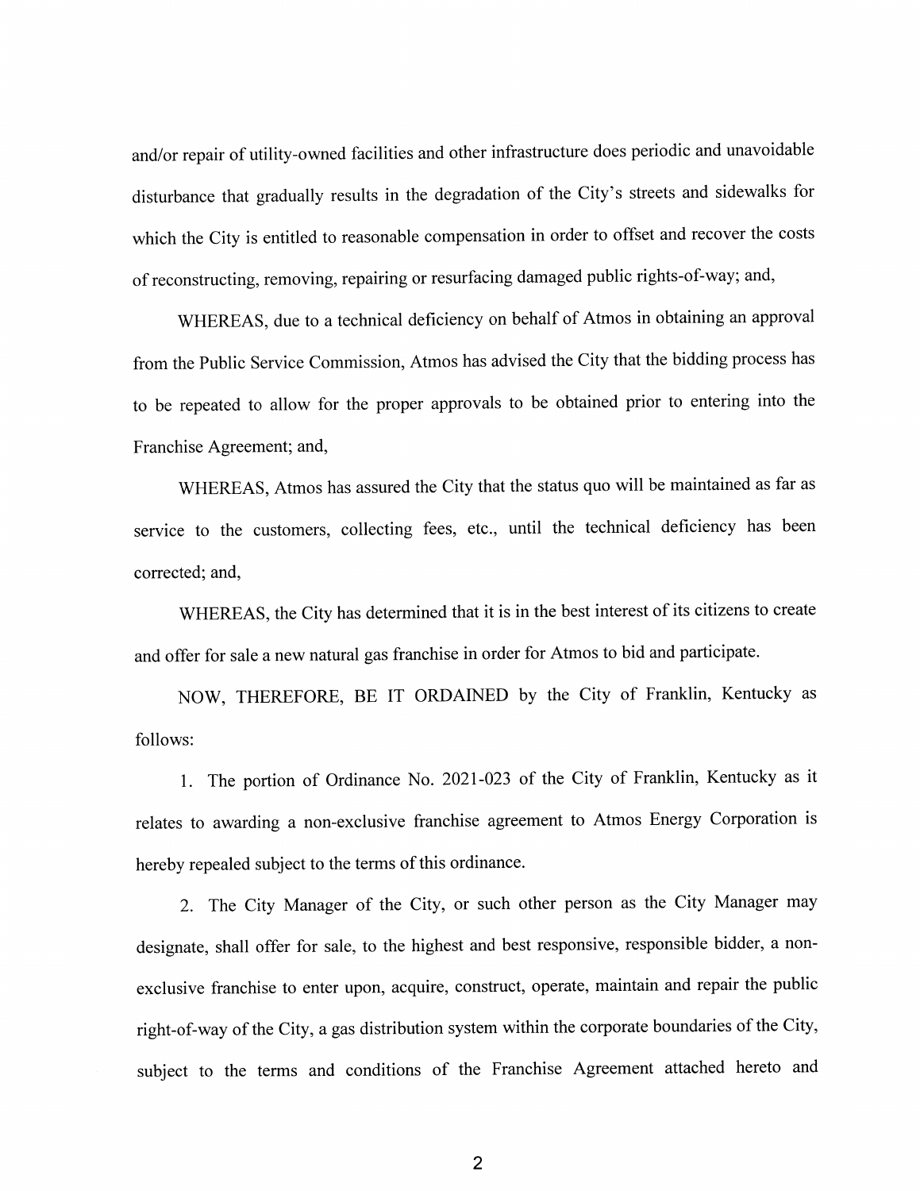and/or repair of utility-owned facilities and other infrastructure does periodic and unavoidable disturbance that gradually results in the degradation of the City's streets and sidewalks for which the City is entitled to reasonable compensation in order to offset and recover the costs of reconstructing, removing, repairing or resurfacing damaged public rights-of-way; and,

WHEREAS, due to a technical deficiency on behalf of Atmos in obtaining an approval from the Public Service Commission, Atmos has advised the City that the bidding process has to be repeated to allow for the proper approvals to be obtained prior to entering into the Franchise Agreement; and,

WHEREAS, Atmos has assured the City that the status quo will be maintained as far as service to the customers, collecting fees, etc., until the technical deficiency has been corrected; and,

WHEREAS, the City has determined that it is in the best interest of its citizens to create and offer for sale a new natural gas franchise in order for Atmos to bid and participate.

NOW, THEREFORE, BE IT ORDAINED by the City of Franklin, Kentucky as follows:

1. The portion of Ordinance No. 2021-023 of the City of Franklin, Kentucky as it relates to awarding a non-exclusive franchise agreement to Atmos Energy Corporation is hereby repealed subject to the terms of this ordinance.

2. The City Manager of the City, or such other person as the City Manager may designate, shall offer for sale, to the highest and best responsive, responsible bidder, a non-exclusive franchise to enter upon, acquire, construct, operate, maintain and repair the public right-of-way of the City, a gas distribution system within the corporate boundaries of the City, subject to the terms and conditions of the Franchise Agreement attached hereto and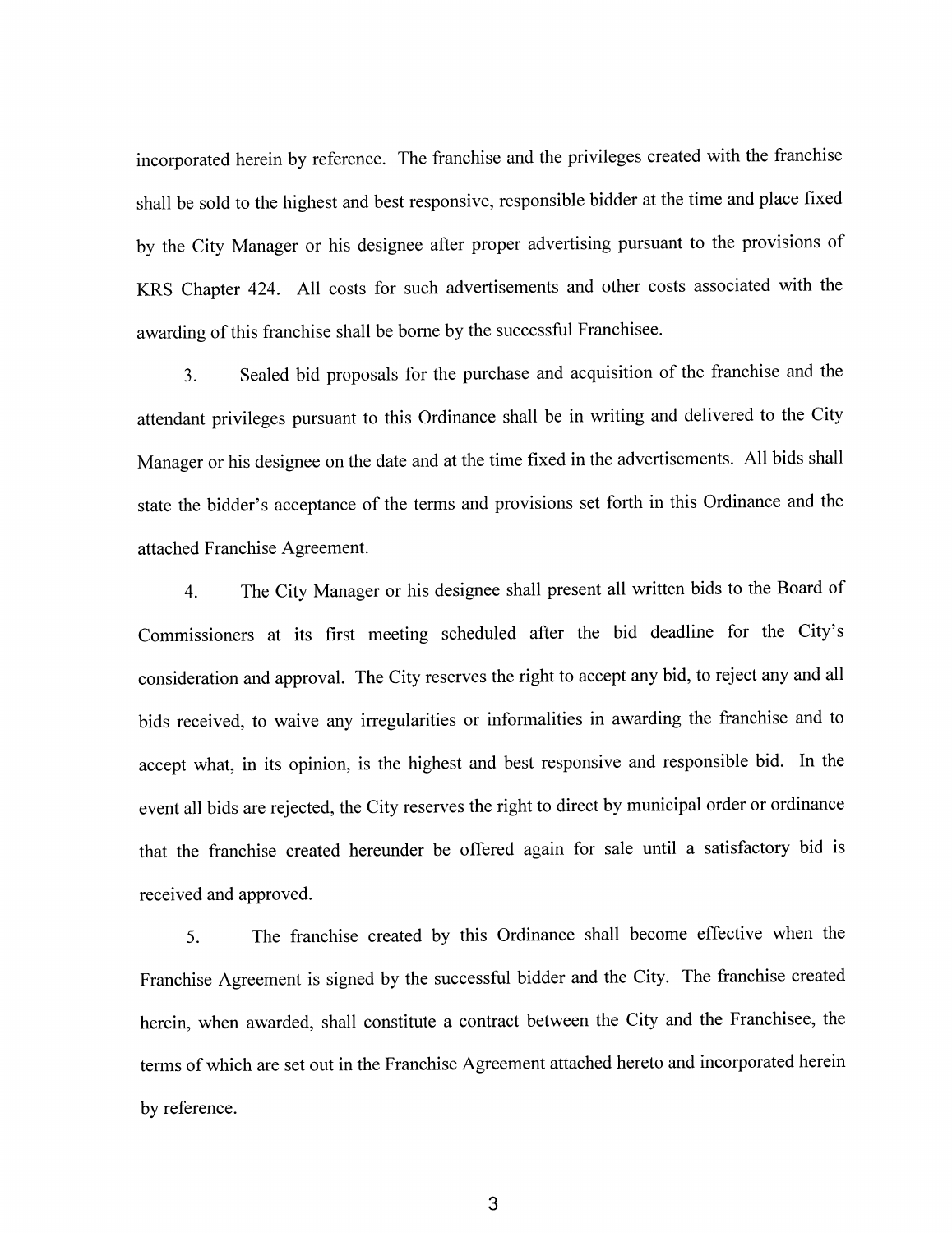incorporated herein by reference. The franchise and the privileges created with the franchise shall be sold to the highest and best responsive, responsible bidder at the time and place fixed by the City Manager or his designee after proper advertising pursuant to the provisions of KRS Chapter 424. All costs for such advertisements and other costs associated with the awarding of this franchise shall be borne by the successful Franchisee.

3. Sealed bid proposals for the purchase and acquisition of the franchise and the attendant privileges pursuant to this Ordinance shall be in writing and delivered to the City Manager or his designee on the date and at the time fixed in the advertisements. All bids shall state the bidder's acceptance of the terms and provisions set forth in this Ordinance and the attached Franchise Agreement.

4. The City Manager or his designee shall present all written bids to the Board of Commissioners at its first meeting scheduled after the bid deadline for the City's consideration and approval. The City reserves the right to accept any bid, to reject any and all bids received, to waive any irregularities or informalities in awarding the franchise and to accept what, in its opinion, is the highest and best responsive and responsible bid. In the event all bids are rejected, the City reserves the right to direct by municipal order or ordinance that the franchise created hereunder be offered again for sale until a satisfactory bid is received and approved.

5. The franchise created by this Ordinance shall become effective when the Franchise Agreement is signed by the successful bidder and the City. The franchise created herein, when awarded, shall constitute a contract between the City and the Franchisee, the terms of which are set out in the Franchise Agreement attached hereto and incorporated herein by reference.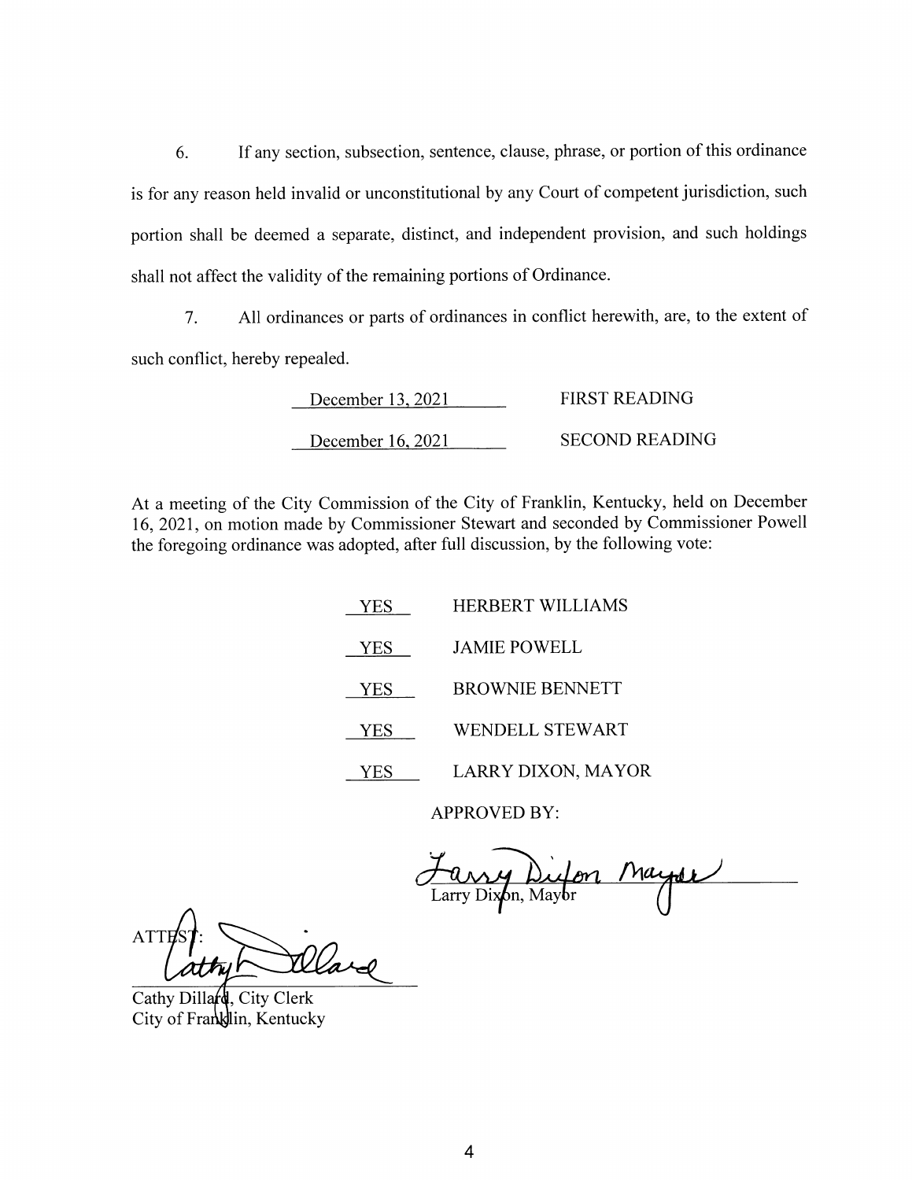6. If any section, subsection, sentence, clause, phrase, or portion of this ordinance is for any reason held invalid or unconstitutional by any Court of competent jurisdiction, such portion shall be deemed a separate, distinct, and independent provision, and such holdings shall not affect the validity of the remaining portions of Ordinance.

7. All ordinances or parts of ordinances in conflict herewith, are, to the extent of such conflict, hereby repealed.

| | |
|---|---|
| December 13, 2021 | FIRST READING |
| December 16, 2021 | SECOND READING |

At a meeting of the City Commission of the City of Franklin, Kentucky, held on December 16, 2021, on motion made by Commissioner Stewart and seconded by Commissioner Powell the foregoing ordinance was adopted, after full discussion, by the following vote:

| | |
|---|---|
| YES | HERBERT WILLIAMS |
| YES | JAMIE POWELL |
| YES | BROWNIE BENNETT |
| YES | WENDELL STEWART |
| YES | LARRY DIXON, MAYOR |

APPROVED BY:

Larry Dixon Mayor

Larry Dixon, Mayor

ATTEST:

Cathy Dillard

Cathy Dillard, City Clerk
City of Franklin, Kentucky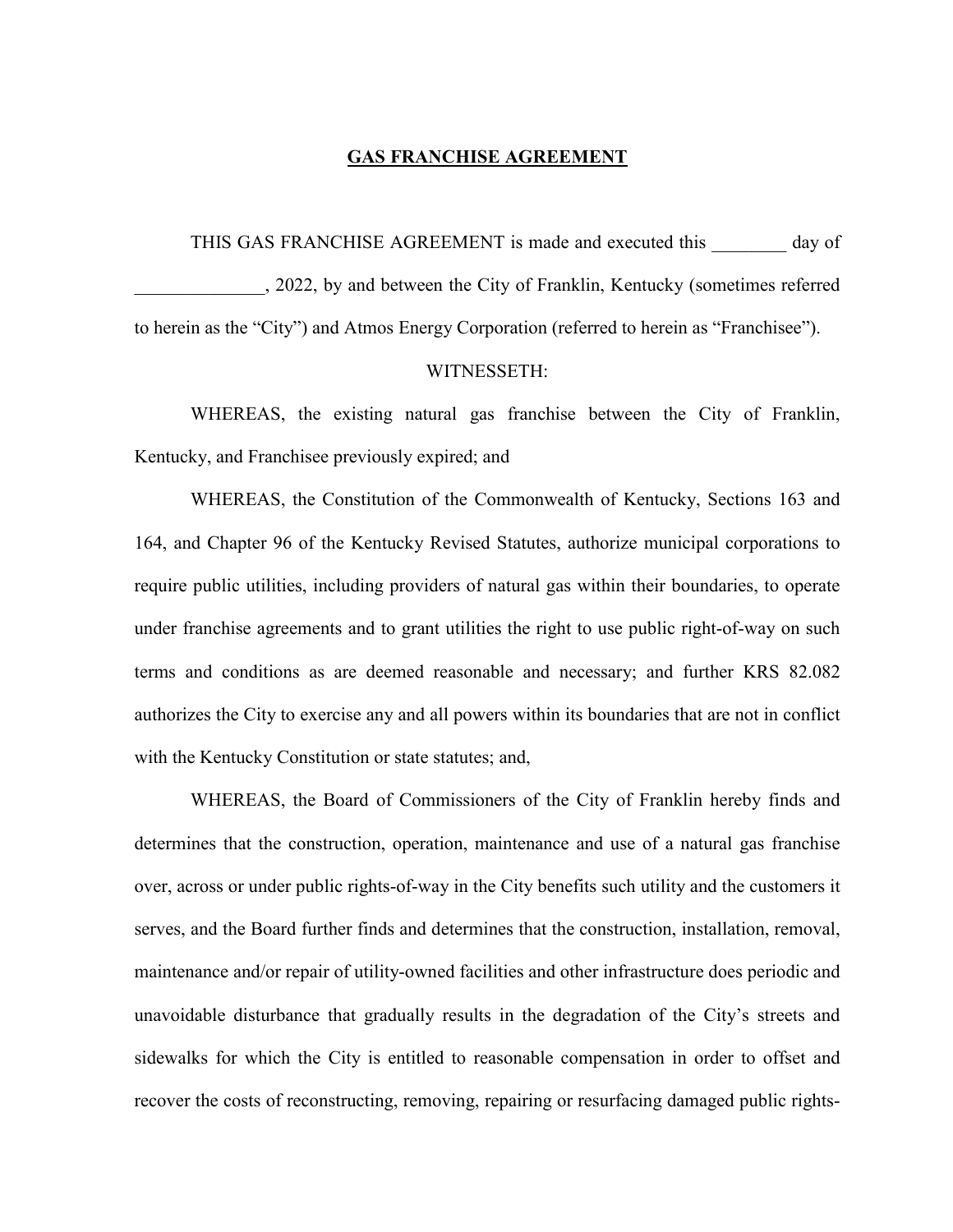**GAS FRANCHISE AGREEMENT**

THIS GAS FRANCHISE AGREEMENT is made and executed this ________ day of ______________, 2022, by and between the City of Franklin, Kentucky (sometimes referred to herein as the "City") and Atmos Energy Corporation (referred to herein as "Franchisee").

WITNESSETH:

WHEREAS, the existing natural gas franchise between the City of Franklin, Kentucky, and Franchisee previously expired; and

WHEREAS, the Constitution of the Commonwealth of Kentucky, Sections 163 and 164, and Chapter 96 of the Kentucky Revised Statutes, authorize municipal corporations to require public utilities, including providers of natural gas within their boundaries, to operate under franchise agreements and to grant utilities the right to use public right-of-way on such terms and conditions as are deemed reasonable and necessary; and further KRS 82.082 authorizes the City to exercise any and all powers within its boundaries that are not in conflict with the Kentucky Constitution or state statutes; and,

WHEREAS, the Board of Commissioners of the City of Franklin hereby finds and determines that the construction, operation, maintenance and use of a natural gas franchise over, across or under public rights-of-way in the City benefits such utility and the customers it serves, and the Board further finds and determines that the construction, installation, removal, maintenance and/or repair of utility-owned facilities and other infrastructure does periodic and unavoidable disturbance that gradually results in the degradation of the City's streets and sidewalks for which the City is entitled to reasonable compensation in order to offset and recover the costs of reconstructing, removing, repairing or resurfacing damaged public rights-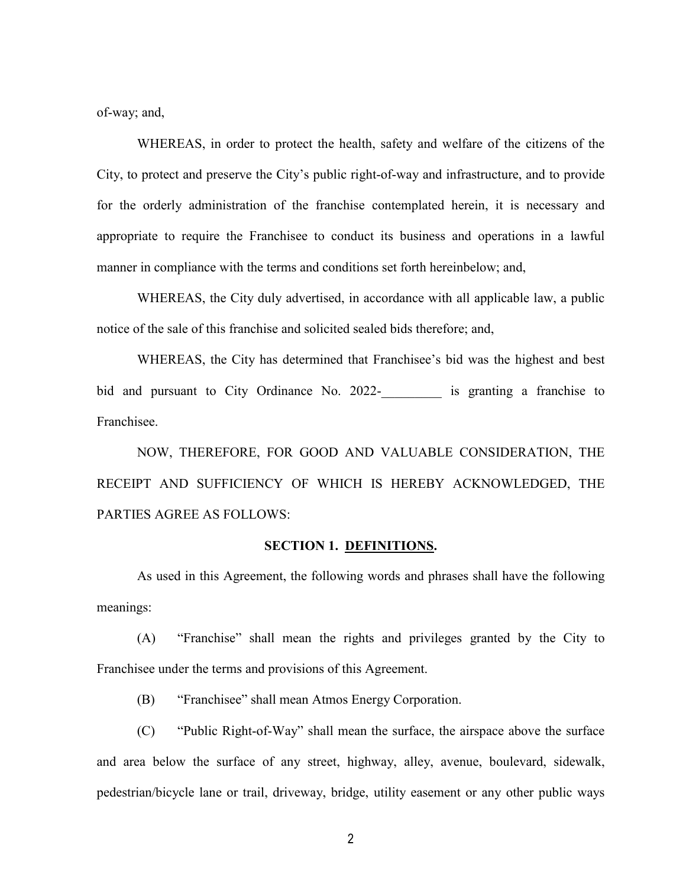of-way; and,

WHEREAS, in order to protect the health, safety and welfare of the citizens of the City, to protect and preserve the City's public right-of-way and infrastructure, and to provide for the orderly administration of the franchise contemplated herein, it is necessary and appropriate to require the Franchisee to conduct its business and operations in a lawful manner in compliance with the terms and conditions set forth hereinbelow; and,

WHEREAS, the City duly advertised, in accordance with all applicable law, a public notice of the sale of this franchise and solicited sealed bids therefore; and,

WHEREAS, the City has determined that Franchisee's bid was the highest and best bid and pursuant to City Ordinance No. 2022-_________ is granting a franchise to Franchisee.

NOW, THEREFORE, FOR GOOD AND VALUABLE CONSIDERATION, THE RECEIPT AND SUFFICIENCY OF WHICH IS HEREBY ACKNOWLEDGED, THE PARTIES AGREE AS FOLLOWS:

## SECTION 1. <u>DEFINITIONS</u>.

As used in this Agreement, the following words and phrases shall have the following meanings:

(A) "Franchise" shall mean the rights and privileges granted by the City to Franchisee under the terms and provisions of this Agreement.

(B) "Franchisee" shall mean Atmos Energy Corporation.

(C) "Public Right-of-Way" shall mean the surface, the airspace above the surface and area below the surface of any street, highway, alley, avenue, boulevard, sidewalk, pedestrian/bicycle lane or trail, driveway, bridge, utility easement or any other public ways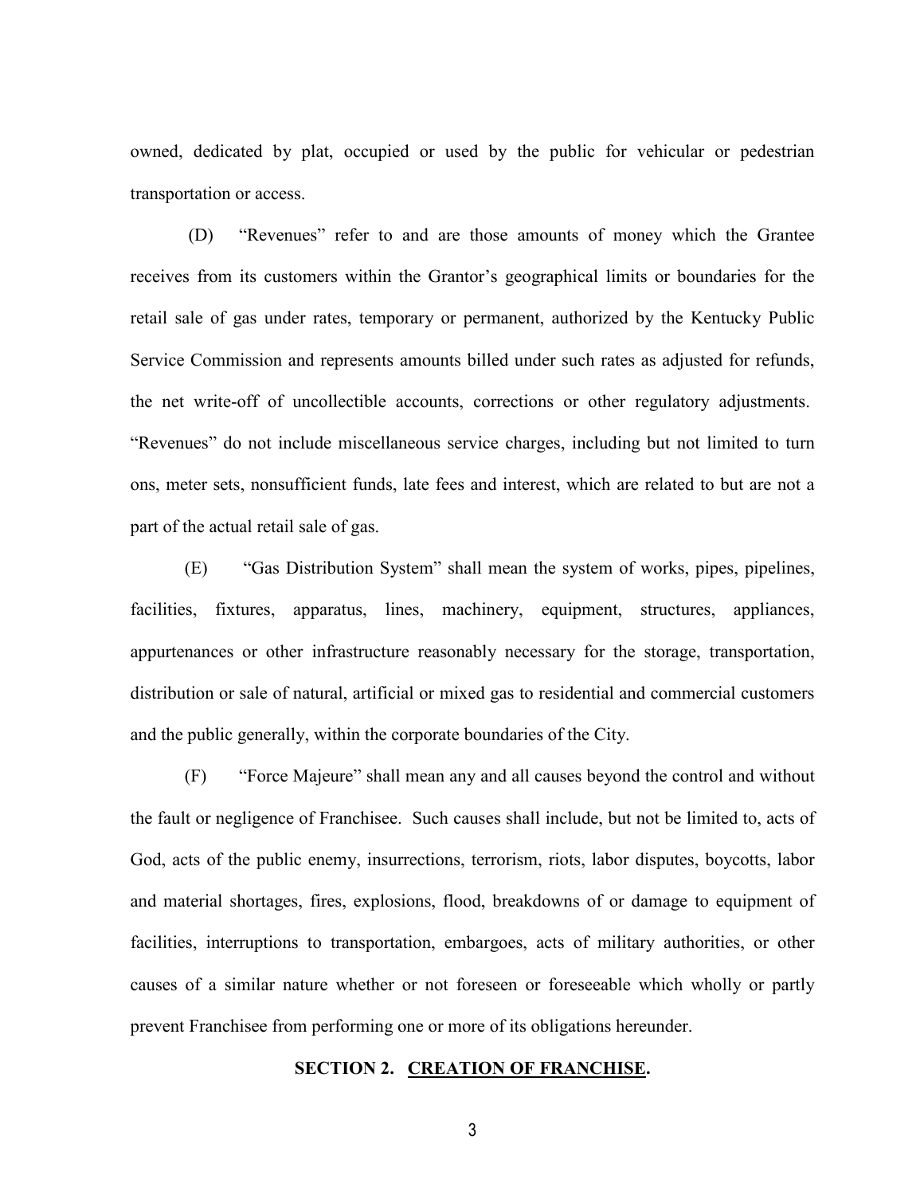owned, dedicated by plat, occupied or used by the public for vehicular or pedestrian transportation or access.

(D) "Revenues" refer to and are those amounts of money which the Grantee receives from its customers within the Grantor's geographical limits or boundaries for the retail sale of gas under rates, temporary or permanent, authorized by the Kentucky Public Service Commission and represents amounts billed under such rates as adjusted for refunds, the net write-off of uncollectible accounts, corrections or other regulatory adjustments. "Revenues" do not include miscellaneous service charges, including but not limited to turn ons, meter sets, nonsufficient funds, late fees and interest, which are related to but are not a part of the actual retail sale of gas.

(E) "Gas Distribution System" shall mean the system of works, pipes, pipelines, facilities, fixtures, apparatus, lines, machinery, equipment, structures, appliances, appurtenances or other infrastructure reasonably necessary for the storage, transportation, distribution or sale of natural, artificial or mixed gas to residential and commercial customers and the public generally, within the corporate boundaries of the City.

(F) "Force Majeure" shall mean any and all causes beyond the control and without the fault or negligence of Franchisee. Such causes shall include, but not be limited to, acts of God, acts of the public enemy, insurrections, terrorism, riots, labor disputes, boycotts, labor and material shortages, fires, explosions, flood, breakdowns of or damage to equipment of facilities, interruptions to transportation, embargoes, acts of military authorities, or other causes of a similar nature whether or not foreseen or foreseeable which wholly or partly prevent Franchisee from performing one or more of its obligations hereunder.

**SECTION 2. <u>CREATION OF FRANCHISE</u>.**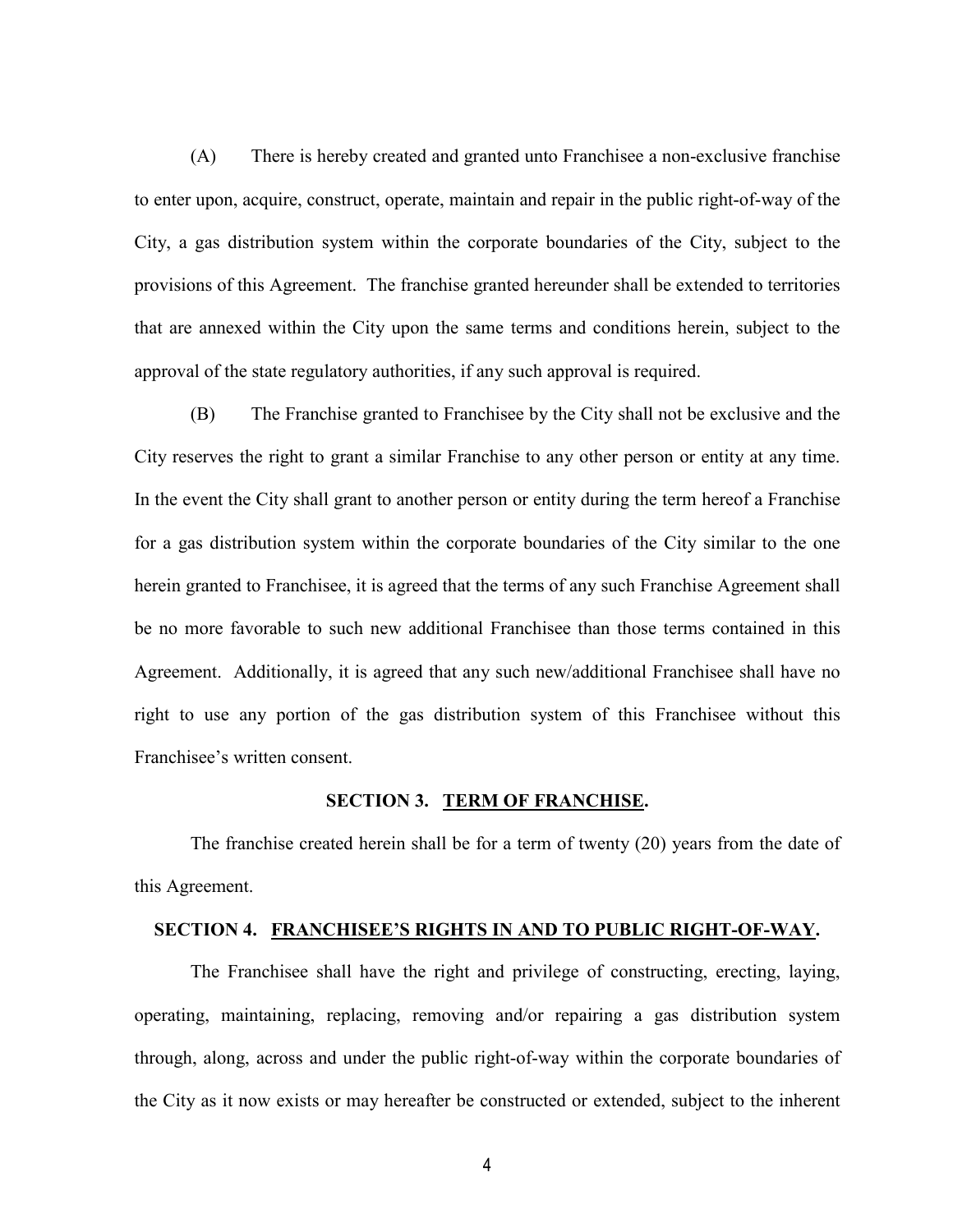(A) There is hereby created and granted unto Franchisee a non-exclusive franchise to enter upon, acquire, construct, operate, maintain and repair in the public right-of-way of the City, a gas distribution system within the corporate boundaries of the City, subject to the provisions of this Agreement. The franchise granted hereunder shall be extended to territories that are annexed within the City upon the same terms and conditions herein, subject to the approval of the state regulatory authorities, if any such approval is required.

(B) The Franchise granted to Franchisee by the City shall not be exclusive and the City reserves the right to grant a similar Franchise to any other person or entity at any time. In the event the City shall grant to another person or entity during the term hereof a Franchise for a gas distribution system within the corporate boundaries of the City similar to the one herein granted to Franchisee, it is agreed that the terms of any such Franchise Agreement shall be no more favorable to such new additional Franchisee than those terms contained in this Agreement. Additionally, it is agreed that any such new/additional Franchisee shall have no right to use any portion of the gas distribution system of this Franchisee without this Franchisee's written consent.

## SECTION 3. <u>TERM OF FRANCHISE</u>.

The franchise created herein shall be for a term of twenty (20) years from the date of this Agreement.

## SECTION 4. <u>FRANCHISEE'S RIGHTS IN AND TO PUBLIC RIGHT-OF-WAY</u>.

The Franchisee shall have the right and privilege of constructing, erecting, laying, operating, maintaining, replacing, removing and/or repairing a gas distribution system through, along, across and under the public right-of-way within the corporate boundaries of the City as it now exists or may hereafter be constructed or extended, subject to the inherent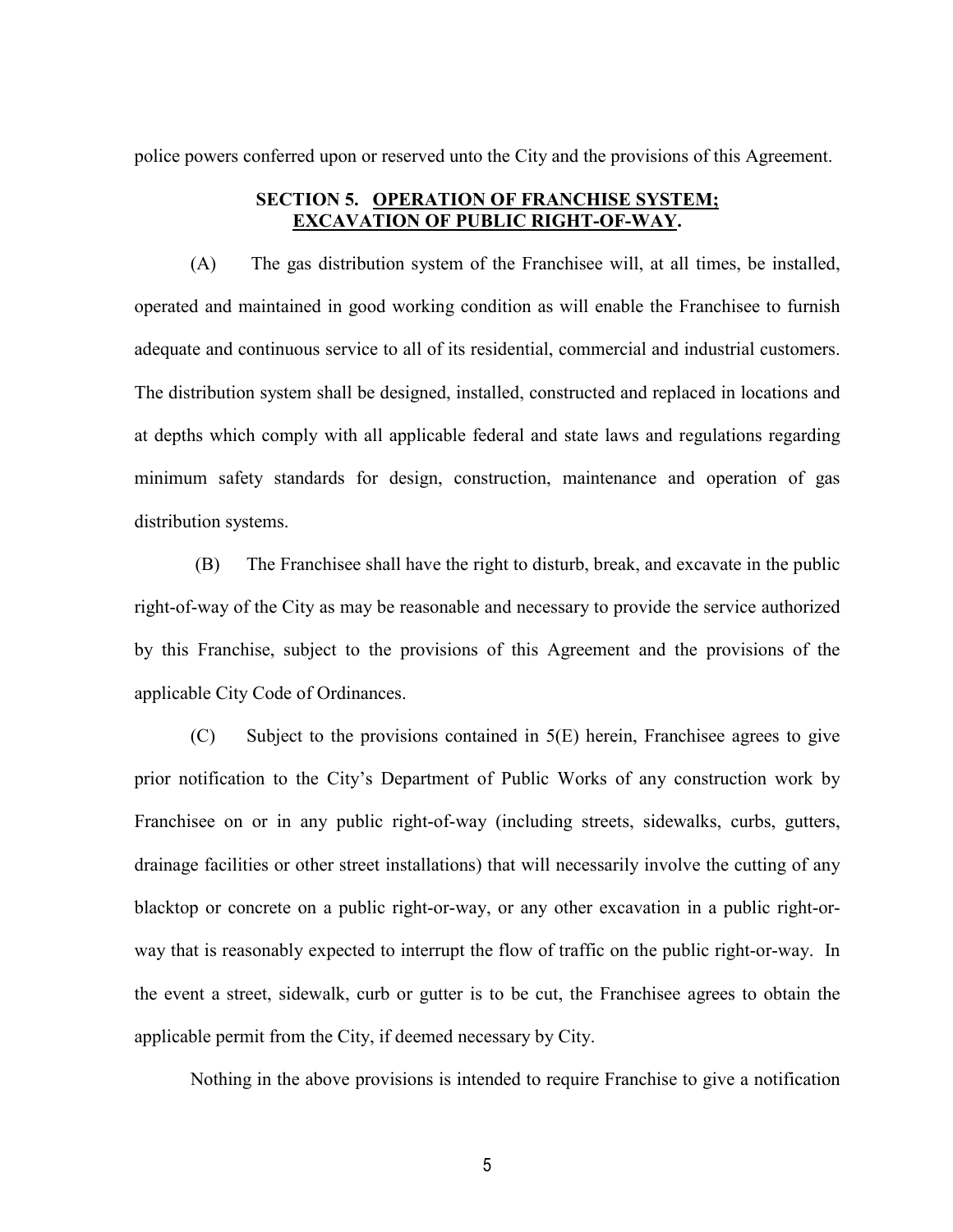police powers conferred upon or reserved unto the City and the provisions of this Agreement.

### SECTION 5. OPERATION OF FRANCHISE SYSTEM; EXCAVATION OF PUBLIC RIGHT-OF-WAY.

(A) The gas distribution system of the Franchisee will, at all times, be installed, operated and maintained in good working condition as will enable the Franchisee to furnish adequate and continuous service to all of its residential, commercial and industrial customers. The distribution system shall be designed, installed, constructed and replaced in locations and at depths which comply with all applicable federal and state laws and regulations regarding minimum safety standards for design, construction, maintenance and operation of gas distribution systems.

(B) The Franchisee shall have the right to disturb, break, and excavate in the public right-of-way of the City as may be reasonable and necessary to provide the service authorized by this Franchise, subject to the provisions of this Agreement and the provisions of the applicable City Code of Ordinances.

(C) Subject to the provisions contained in 5(E) herein, Franchisee agrees to give prior notification to the City's Department of Public Works of any construction work by Franchisee on or in any public right-of-way (including streets, sidewalks, curbs, gutters, drainage facilities or other street installations) that will necessarily involve the cutting of any blacktop or concrete on a public right-or-way, or any other excavation in a public right-or-way that is reasonably expected to interrupt the flow of traffic on the public right-or-way. In the event a street, sidewalk, curb or gutter is to be cut, the Franchisee agrees to obtain the applicable permit from the City, if deemed necessary by City.

Nothing in the above provisions is intended to require Franchise to give a notification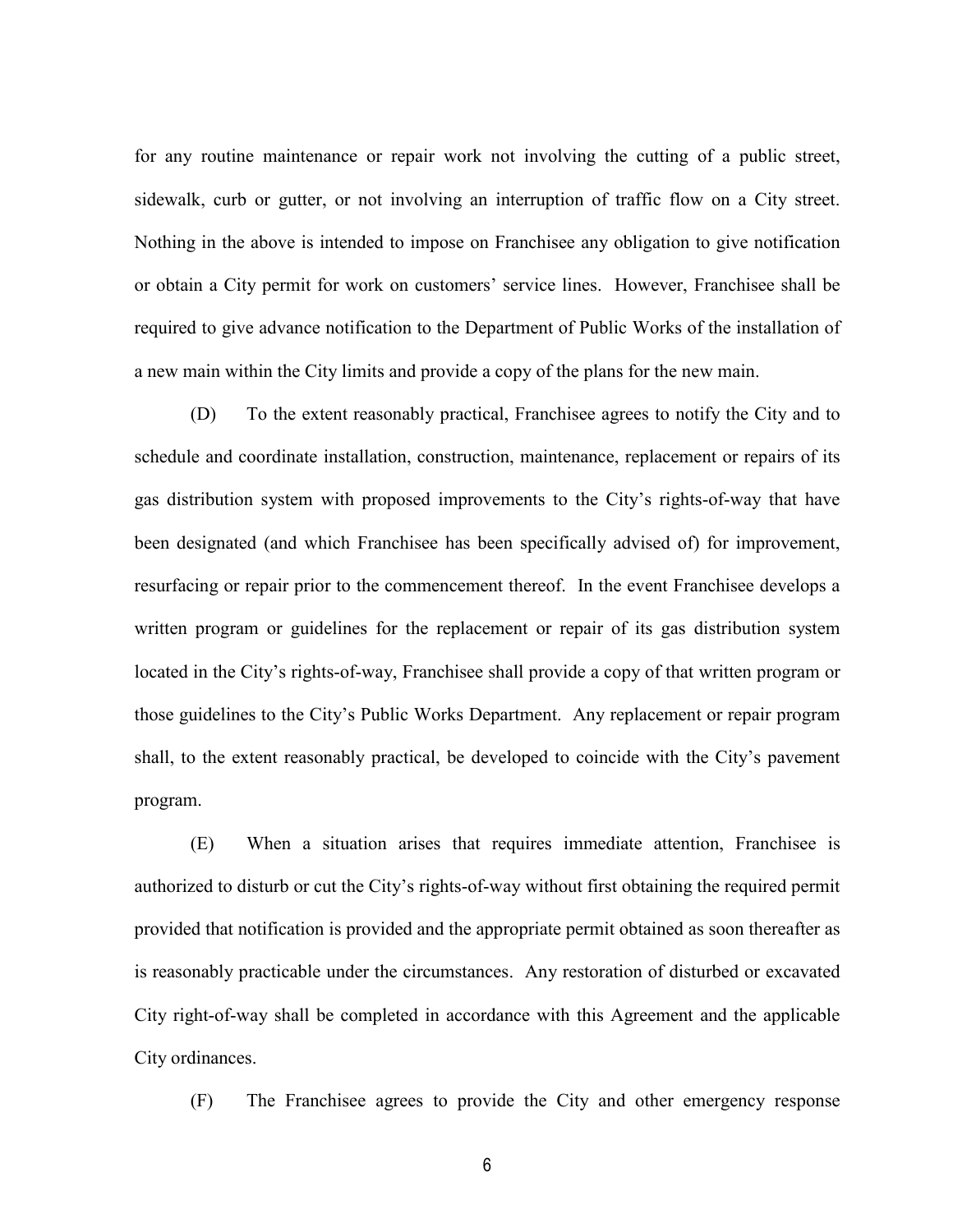for any routine maintenance or repair work not involving the cutting of a public street, sidewalk, curb or gutter, or not involving an interruption of traffic flow on a City street. Nothing in the above is intended to impose on Franchisee any obligation to give notification or obtain a City permit for work on customers' service lines. However, Franchisee shall be required to give advance notification to the Department of Public Works of the installation of a new main within the City limits and provide a copy of the plans for the new main.

(D) To the extent reasonably practical, Franchisee agrees to notify the City and to schedule and coordinate installation, construction, maintenance, replacement or repairs of its gas distribution system with proposed improvements to the City's rights-of-way that have been designated (and which Franchisee has been specifically advised of) for improvement, resurfacing or repair prior to the commencement thereof. In the event Franchisee develops a written program or guidelines for the replacement or repair of its gas distribution system located in the City's rights-of-way, Franchisee shall provide a copy of that written program or those guidelines to the City's Public Works Department. Any replacement or repair program shall, to the extent reasonably practical, be developed to coincide with the City's pavement program.

(E) When a situation arises that requires immediate attention, Franchisee is authorized to disturb or cut the City's rights-of-way without first obtaining the required permit provided that notification is provided and the appropriate permit obtained as soon thereafter as is reasonably practicable under the circumstances. Any restoration of disturbed or excavated City right-of-way shall be completed in accordance with this Agreement and the applicable City ordinances.

(F) The Franchisee agrees to provide the City and other emergency response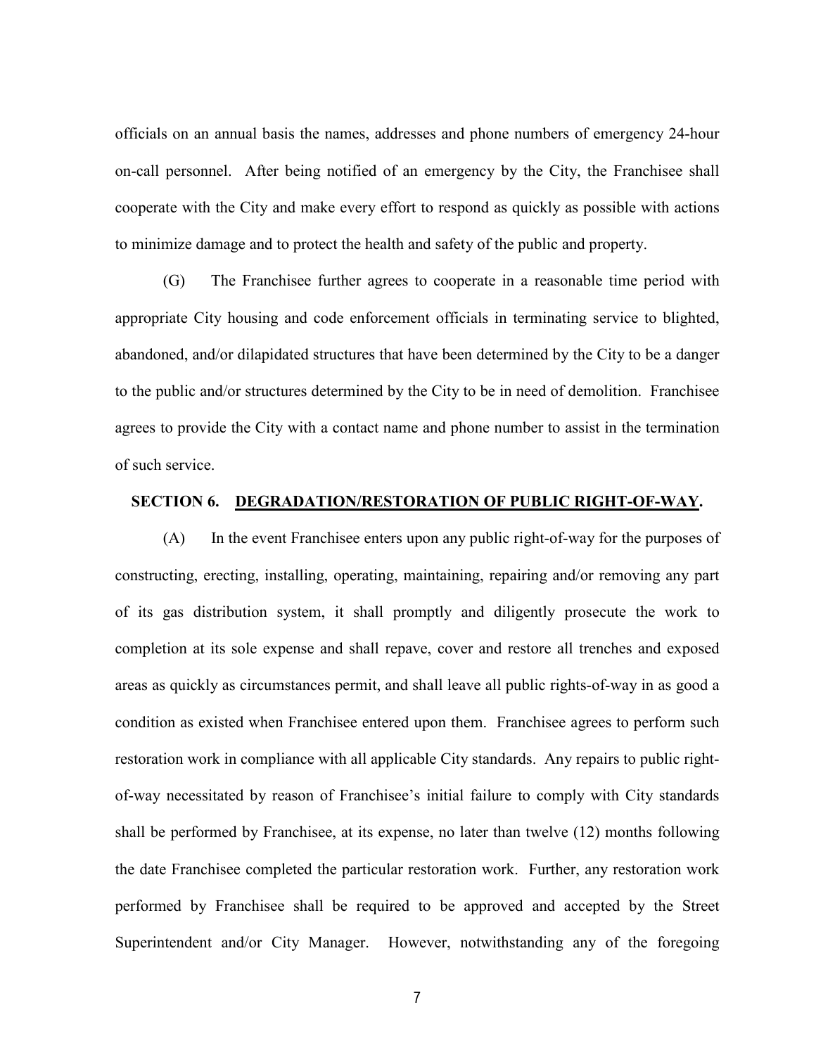officials on an annual basis the names, addresses and phone numbers of emergency 24-hour on-call personnel. After being notified of an emergency by the City, the Franchisee shall cooperate with the City and make every effort to respond as quickly as possible with actions to minimize damage and to protect the health and safety of the public and property.

(G) The Franchisee further agrees to cooperate in a reasonable time period with appropriate City housing and code enforcement officials in terminating service to blighted, abandoned, and/or dilapidated structures that have been determined by the City to be a danger to the public and/or structures determined by the City to be in need of demolition. Franchisee agrees to provide the City with a contact name and phone number to assist in the termination of such service.

## SECTION 6. DEGRADATION/RESTORATION OF PUBLIC RIGHT-OF-WAY.

(A) In the event Franchisee enters upon any public right-of-way for the purposes of constructing, erecting, installing, operating, maintaining, repairing and/or removing any part of its gas distribution system, it shall promptly and diligently prosecute the work to completion at its sole expense and shall repave, cover and restore all trenches and exposed areas as quickly as circumstances permit, and shall leave all public rights-of-way in as good a condition as existed when Franchisee entered upon them. Franchisee agrees to perform such restoration work in compliance with all applicable City standards. Any repairs to public right-of-way necessitated by reason of Franchisee's initial failure to comply with City standards shall be performed by Franchisee, at its expense, no later than twelve (12) months following the date Franchisee completed the particular restoration work. Further, any restoration work performed by Franchisee shall be required to be approved and accepted by the Street Superintendent and/or City Manager. However, notwithstanding any of the foregoing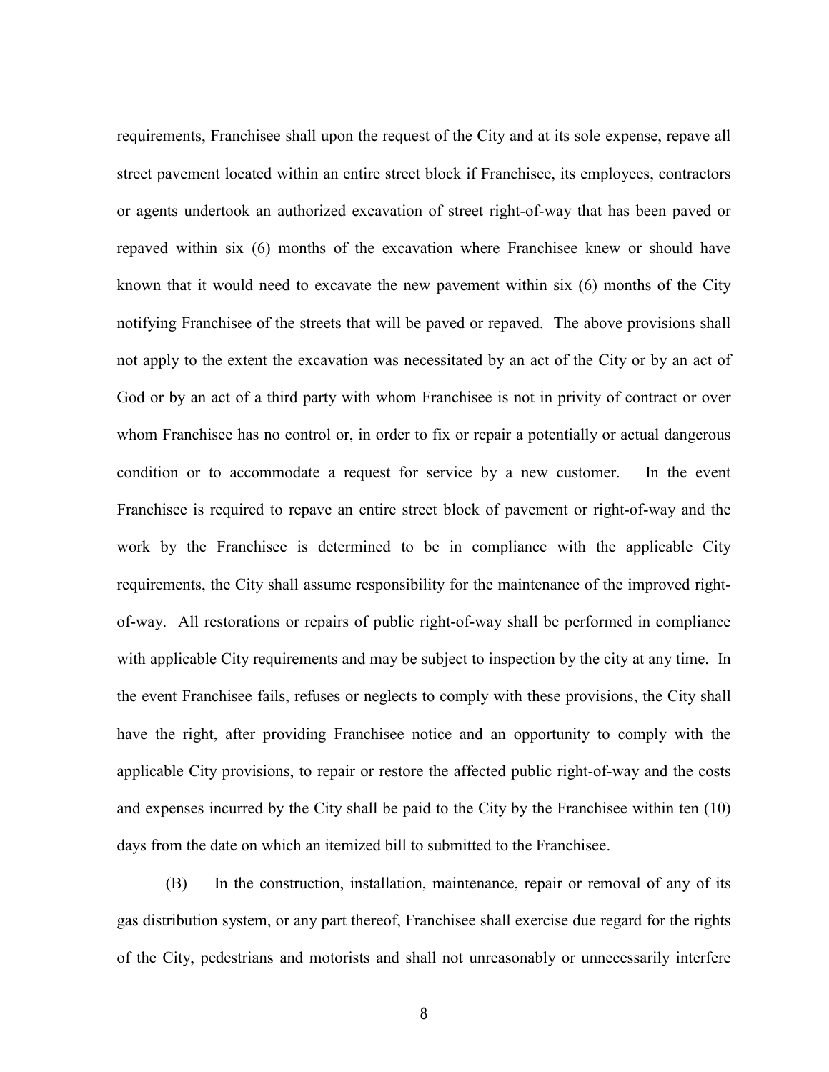requirements, Franchisee shall upon the request of the City and at its sole expense, repave all street pavement located within an entire street block if Franchisee, its employees, contractors or agents undertook an authorized excavation of street right-of-way that has been paved or repaved within six (6) months of the excavation where Franchisee knew or should have known that it would need to excavate the new pavement within six (6) months of the City notifying Franchisee of the streets that will be paved or repaved. The above provisions shall not apply to the extent the excavation was necessitated by an act of the City or by an act of God or by an act of a third party with whom Franchisee is not in privity of contract or over whom Franchisee has no control or, in order to fix or repair a potentially or actual dangerous condition or to accommodate a request for service by a new customer. In the event Franchisee is required to repave an entire street block of pavement or right-of-way and the work by the Franchisee is determined to be in compliance with the applicable City requirements, the City shall assume responsibility for the maintenance of the improved right-of-way. All restorations or repairs of public right-of-way shall be performed in compliance with applicable City requirements and may be subject to inspection by the city at any time. In the event Franchisee fails, refuses or neglects to comply with these provisions, the City shall have the right, after providing Franchisee notice and an opportunity to comply with the applicable City provisions, to repair or restore the affected public right-of-way and the costs and expenses incurred by the City shall be paid to the City by the Franchisee within ten (10) days from the date on which an itemized bill to submitted to the Franchisee.

(B) In the construction, installation, maintenance, repair or removal of any of its gas distribution system, or any part thereof, Franchisee shall exercise due regard for the rights of the City, pedestrians and motorists and shall not unreasonably or unnecessarily interfere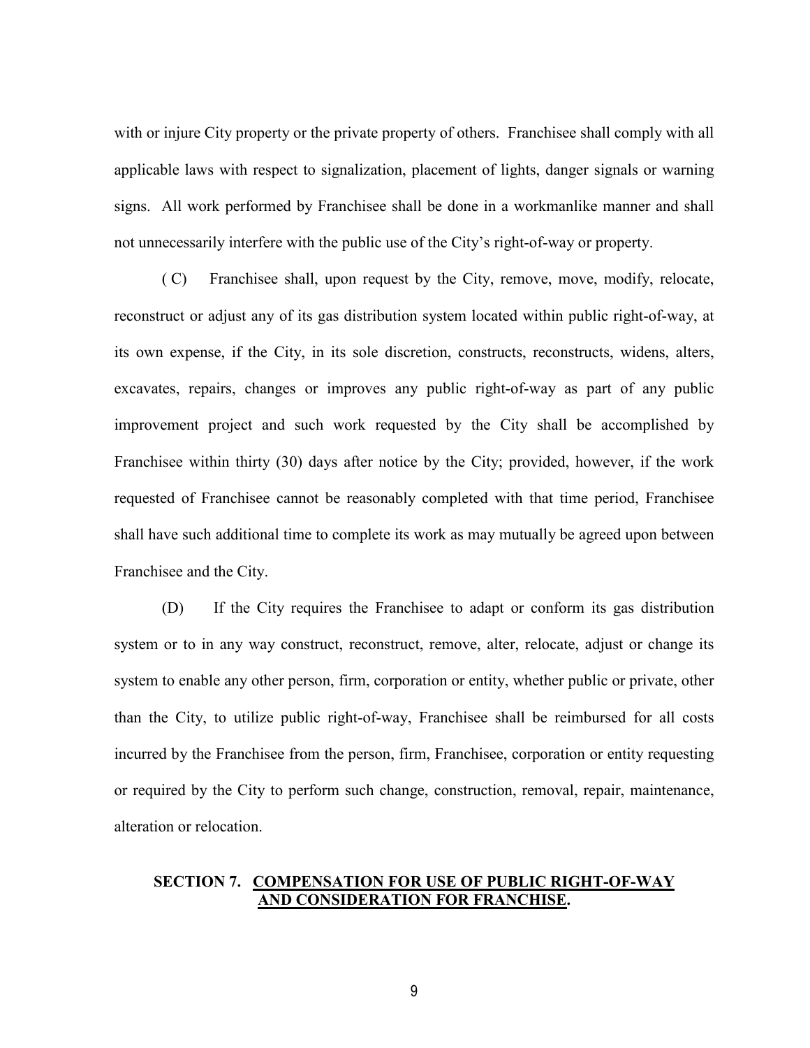with or injure City property or the private property of others. Franchisee shall comply with all applicable laws with respect to signalization, placement of lights, danger signals or warning signs. All work performed by Franchisee shall be done in a workmanlike manner and shall not unnecessarily interfere with the public use of the City's right-of-way or property.

( C) Franchisee shall, upon request by the City, remove, move, modify, relocate, reconstruct or adjust any of its gas distribution system located within public right-of-way, at its own expense, if the City, in its sole discretion, constructs, reconstructs, widens, alters, excavates, repairs, changes or improves any public right-of-way as part of any public improvement project and such work requested by the City shall be accomplished by Franchisee within thirty (30) days after notice by the City; provided, however, if the work requested of Franchisee cannot be reasonably completed with that time period, Franchisee shall have such additional time to complete its work as may mutually be agreed upon between Franchisee and the City.

(D) If the City requires the Franchisee to adapt or conform its gas distribution system or to in any way construct, reconstruct, remove, alter, relocate, adjust or change its system to enable any other person, firm, corporation or entity, whether public or private, other than the City, to utilize public right-of-way, Franchisee shall be reimbursed for all costs incurred by the Franchisee from the person, firm, Franchisee, corporation or entity requesting or required by the City to perform such change, construction, removal, repair, maintenance, alteration or relocation.

## SECTION 7. COMPENSATION FOR USE OF PUBLIC RIGHT-OF-WAY AND CONSIDERATION FOR FRANCHISE.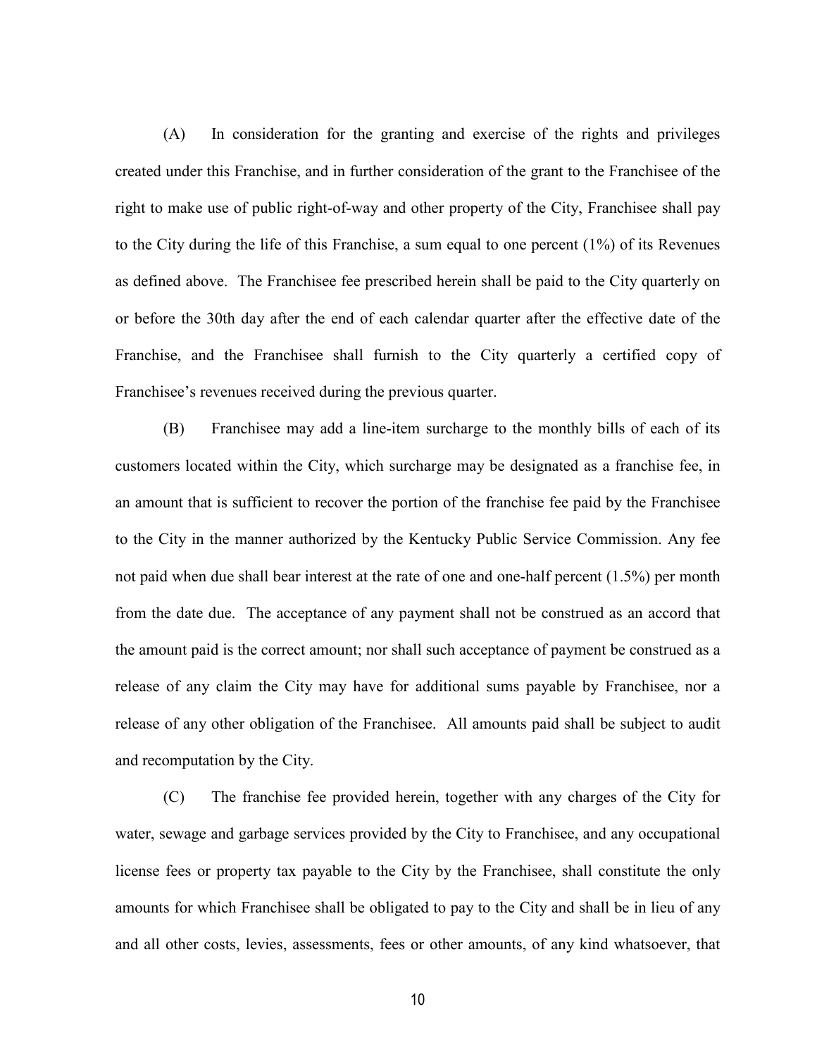(A) In consideration for the granting and exercise of the rights and privileges created under this Franchise, and in further consideration of the grant to the Franchisee of the right to make use of public right-of-way and other property of the City, Franchisee shall pay to the City during the life of this Franchise, a sum equal to one percent (1%) of its Revenues as defined above. The Franchisee fee prescribed herein shall be paid to the City quarterly on or before the 30th day after the end of each calendar quarter after the effective date of the Franchise, and the Franchisee shall furnish to the City quarterly a certified copy of Franchisee's revenues received during the previous quarter.

(B) Franchisee may add a line-item surcharge to the monthly bills of each of its customers located within the City, which surcharge may be designated as a franchise fee, in an amount that is sufficient to recover the portion of the franchise fee paid by the Franchisee to the City in the manner authorized by the Kentucky Public Service Commission. Any fee not paid when due shall bear interest at the rate of one and one-half percent (1.5%) per month from the date due. The acceptance of any payment shall not be construed as an accord that the amount paid is the correct amount; nor shall such acceptance of payment be construed as a release of any claim the City may have for additional sums payable by Franchisee, nor a release of any other obligation of the Franchisee. All amounts paid shall be subject to audit and recomputation by the City.

(C) The franchise fee provided herein, together with any charges of the City for water, sewage and garbage services provided by the City to Franchisee, and any occupational license fees or property tax payable to the City by the Franchisee, shall constitute the only amounts for which Franchisee shall be obligated to pay to the City and shall be in lieu of any and all other costs, levies, assessments, fees or other amounts, of any kind whatsoever, that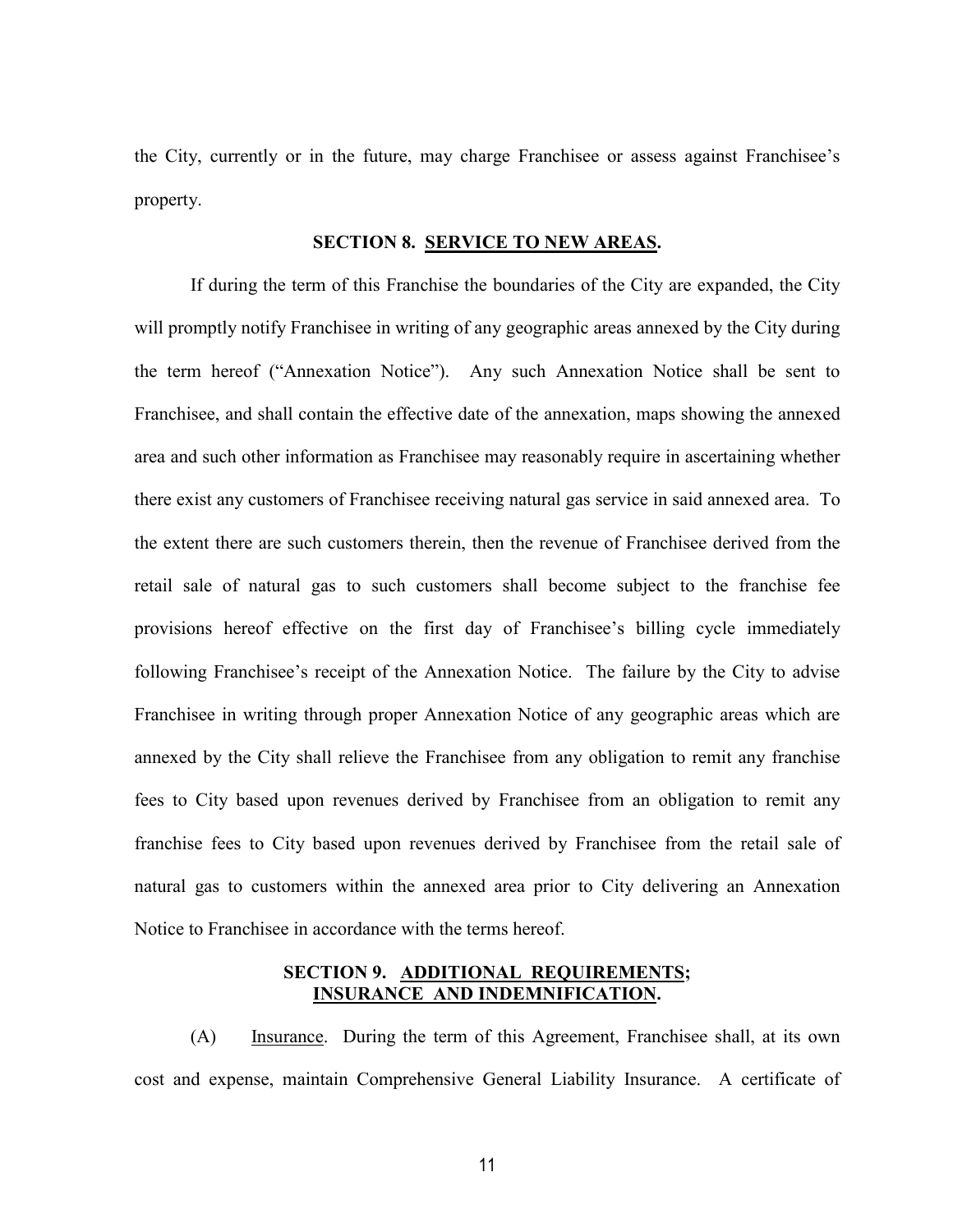the City, currently or in the future, may charge Franchisee or assess against Franchisee's property.

## SECTION 8. SERVICE TO NEW AREAS.

If during the term of this Franchise the boundaries of the City are expanded, the City will promptly notify Franchisee in writing of any geographic areas annexed by the City during the term hereof ("Annexation Notice"). Any such Annexation Notice shall be sent to Franchisee, and shall contain the effective date of the annexation, maps showing the annexed area and such other information as Franchisee may reasonably require in ascertaining whether there exist any customers of Franchisee receiving natural gas service in said annexed area. To the extent there are such customers therein, then the revenue of Franchisee derived from the retail sale of natural gas to such customers shall become subject to the franchise fee provisions hereof effective on the first day of Franchisee's billing cycle immediately following Franchisee's receipt of the Annexation Notice. The failure by the City to advise Franchisee in writing through proper Annexation Notice of any geographic areas which are annexed by the City shall relieve the Franchisee from any obligation to remit any franchise fees to City based upon revenues derived by Franchisee from an obligation to remit any franchise fees to City based upon revenues derived by Franchisee from the retail sale of natural gas to customers within the annexed area prior to City delivering an Annexation Notice to Franchisee in accordance with the terms hereof.

## SECTION 9. ADDITIONAL REQUIREMENTS; INSURANCE AND INDEMNIFICATION.

(A) Insurance. During the term of this Agreement, Franchisee shall, at its own cost and expense, maintain Comprehensive General Liability Insurance. A certificate of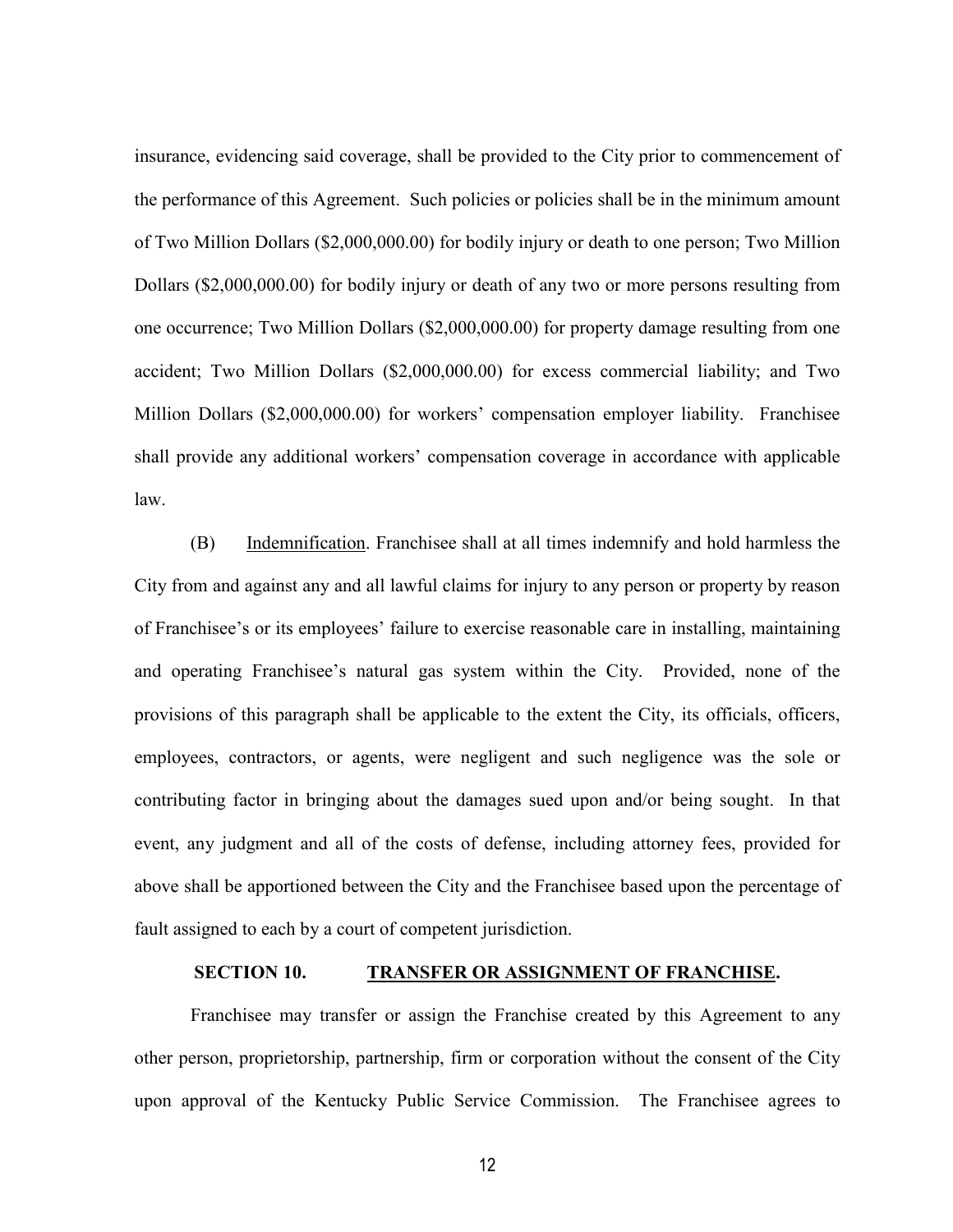insurance, evidencing said coverage, shall be provided to the City prior to commencement of the performance of this Agreement. Such policies or policies shall be in the minimum amount of Two Million Dollars ($2,000,000.00) for bodily injury or death to one person; Two Million Dollars ($2,000,000.00) for bodily injury or death of any two or more persons resulting from one occurrence; Two Million Dollars ($2,000,000.00) for property damage resulting from one accident; Two Million Dollars ($2,000,000.00) for excess commercial liability; and Two Million Dollars ($2,000,000.00) for workers' compensation employer liability. Franchisee shall provide any additional workers' compensation coverage in accordance with applicable law.

(B) Indemnification. Franchisee shall at all times indemnify and hold harmless the City from and against any and all lawful claims for injury to any person or property by reason of Franchisee's or its employees' failure to exercise reasonable care in installing, maintaining and operating Franchisee's natural gas system within the City. Provided, none of the provisions of this paragraph shall be applicable to the extent the City, its officials, officers, employees, contractors, or agents, were negligent and such negligence was the sole or contributing factor in bringing about the damages sued upon and/or being sought. In that event, any judgment and all of the costs of defense, including attorney fees, provided for above shall be apportioned between the City and the Franchisee based upon the percentage of fault assigned to each by a court of competent jurisdiction.

**SECTION 10. TRANSFER OR ASSIGNMENT OF FRANCHISE.**

Franchisee may transfer or assign the Franchise created by this Agreement to any other person, proprietorship, partnership, firm or corporation without the consent of the City upon approval of the Kentucky Public Service Commission. The Franchisee agrees to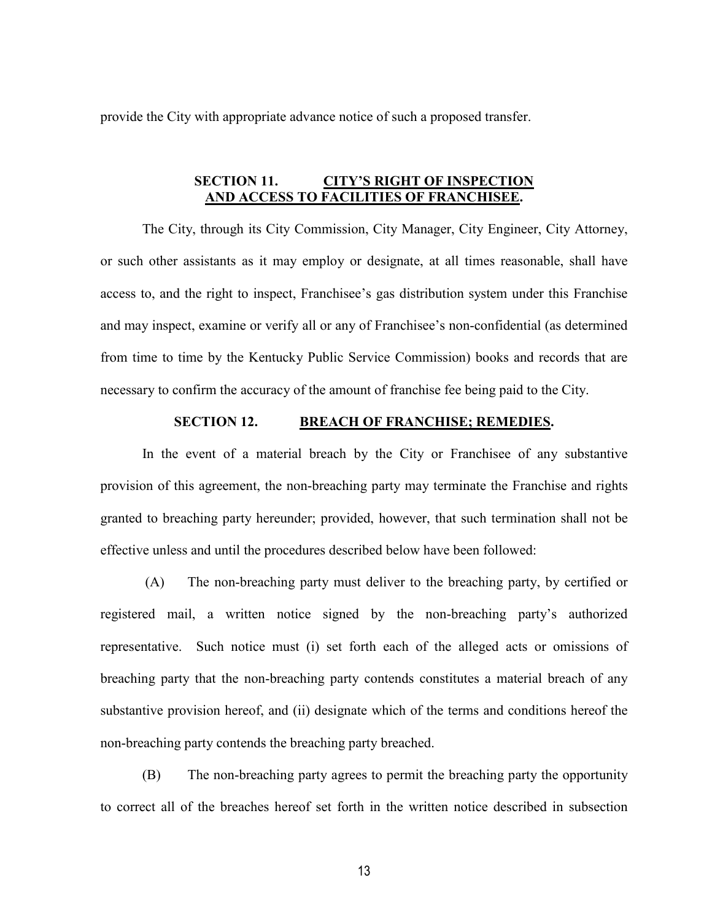provide the City with appropriate advance notice of such a proposed transfer.

## SECTION 11. CITY'S RIGHT OF INSPECTION AND ACCESS TO FACILITIES OF FRANCHISEE.

The City, through its City Commission, City Manager, City Engineer, City Attorney, or such other assistants as it may employ or designate, at all times reasonable, shall have access to, and the right to inspect, Franchisee's gas distribution system under this Franchise and may inspect, examine or verify all or any of Franchisee's non-confidential (as determined from time to time by the Kentucky Public Service Commission) books and records that are necessary to confirm the accuracy of the amount of franchise fee being paid to the City.

## SECTION 12. BREACH OF FRANCHISE; REMEDIES.

In the event of a material breach by the City or Franchisee of any substantive provision of this agreement, the non-breaching party may terminate the Franchise and rights granted to breaching party hereunder; provided, however, that such termination shall not be effective unless and until the procedures described below have been followed:

(A) The non-breaching party must deliver to the breaching party, by certified or registered mail, a written notice signed by the non-breaching party's authorized representative. Such notice must (i) set forth each of the alleged acts or omissions of breaching party that the non-breaching party contends constitutes a material breach of any substantive provision hereof, and (ii) designate which of the terms and conditions hereof the non-breaching party contends the breaching party breached.

(B) The non-breaching party agrees to permit the breaching party the opportunity to correct all of the breaches hereof set forth in the written notice described in subsection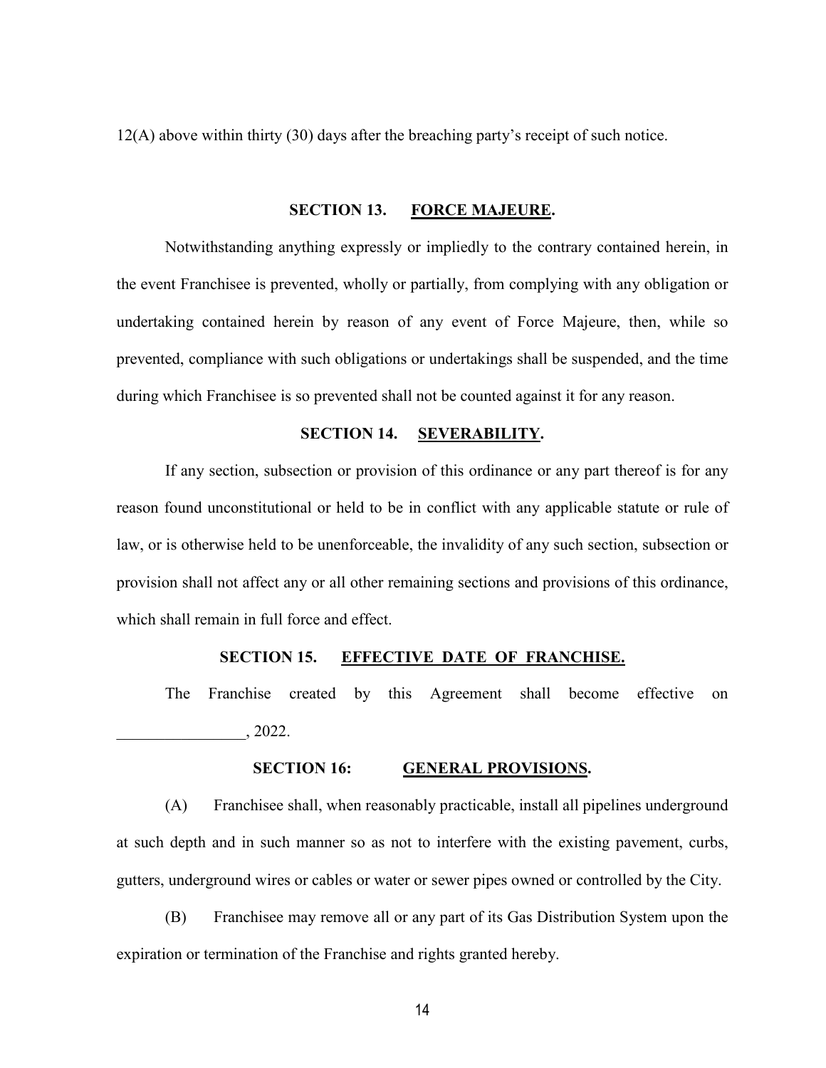12(A) above within thirty (30) days after the breaching party's receipt of such notice.

## SECTION 13. FORCE MAJEURE.

Notwithstanding anything expressly or impliedly to the contrary contained herein, in the event Franchisee is prevented, wholly or partially, from complying with any obligation or undertaking contained herein by reason of any event of Force Majeure, then, while so prevented, compliance with such obligations or undertakings shall be suspended, and the time during which Franchisee is so prevented shall not be counted against it for any reason.

## SECTION 14. SEVERABILITY.

If any section, subsection or provision of this ordinance or any part thereof is for any reason found unconstitutional or held to be in conflict with any applicable statute or rule of law, or is otherwise held to be unenforceable, the invalidity of any such section, subsection or provision shall not affect any or all other remaining sections and provisions of this ordinance, which shall remain in full force and effect.

## SECTION 15. EFFECTIVE DATE OF FRANCHISE.

The Franchise created by this Agreement shall become effective on ________________, 2022.

## SECTION 16: GENERAL PROVISIONS.

(A) Franchisee shall, when reasonably practicable, install all pipelines underground at such depth and in such manner so as not to interfere with the existing pavement, curbs, gutters, underground wires or cables or water or sewer pipes owned or controlled by the City.

(B) Franchisee may remove all or any part of its Gas Distribution System upon the expiration or termination of the Franchise and rights granted hereby.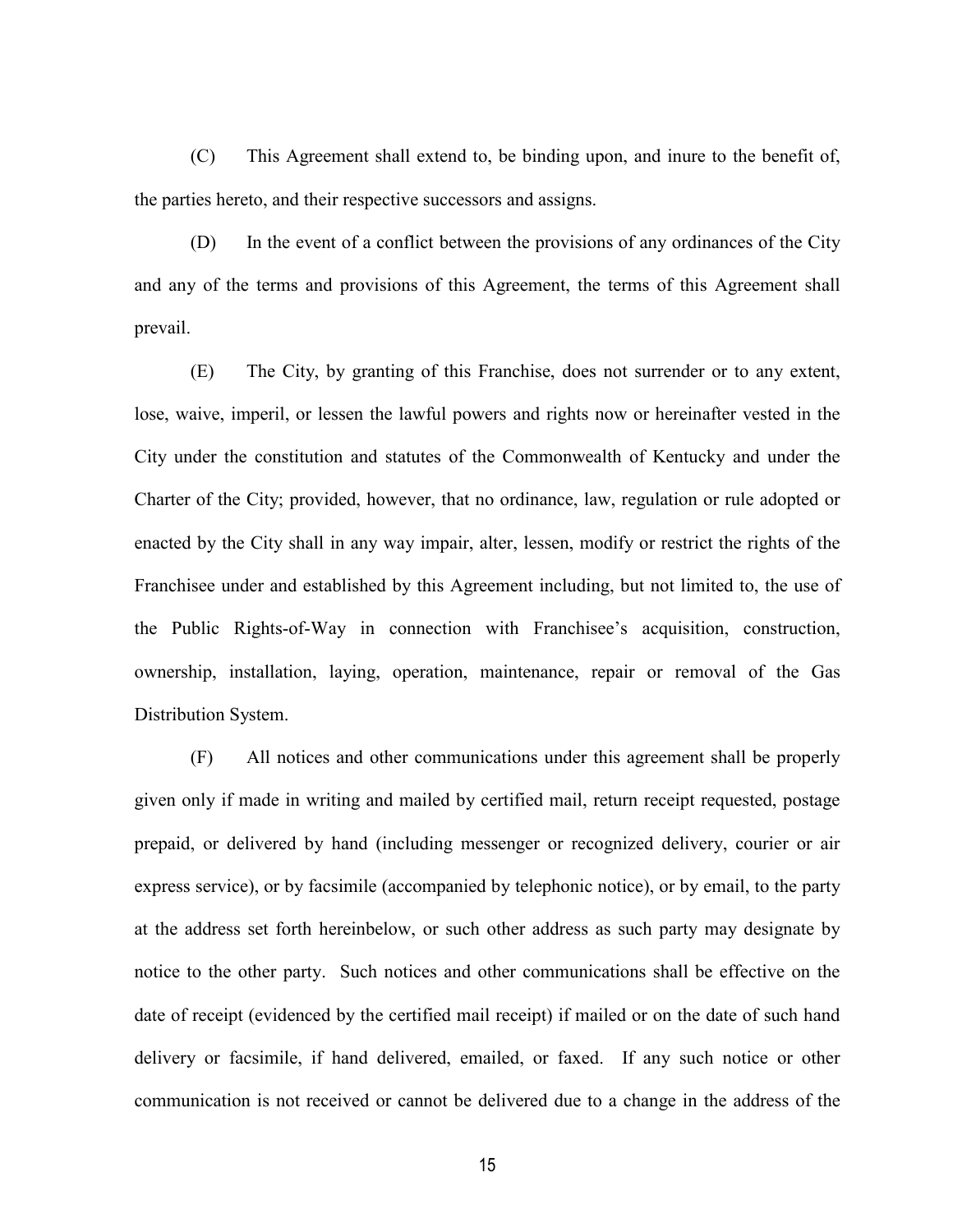(C) This Agreement shall extend to, be binding upon, and inure to the benefit of, the parties hereto, and their respective successors and assigns.

(D) In the event of a conflict between the provisions of any ordinances of the City and any of the terms and provisions of this Agreement, the terms of this Agreement shall prevail.

(E) The City, by granting of this Franchise, does not surrender or to any extent, lose, waive, imperil, or lessen the lawful powers and rights now or hereinafter vested in the City under the constitution and statutes of the Commonwealth of Kentucky and under the Charter of the City; provided, however, that no ordinance, law, regulation or rule adopted or enacted by the City shall in any way impair, alter, lessen, modify or restrict the rights of the Franchisee under and established by this Agreement including, but not limited to, the use of the Public Rights-of-Way in connection with Franchisee's acquisition, construction, ownership, installation, laying, operation, maintenance, repair or removal of the Gas Distribution System.

(F) All notices and other communications under this agreement shall be properly given only if made in writing and mailed by certified mail, return receipt requested, postage prepaid, or delivered by hand (including messenger or recognized delivery, courier or air express service), or by facsimile (accompanied by telephonic notice), or by email, to the party at the address set forth hereinbelow, or such other address as such party may designate by notice to the other party. Such notices and other communications shall be effective on the date of receipt (evidenced by the certified mail receipt) if mailed or on the date of such hand delivery or facsimile, if hand delivered, emailed, or faxed. If any such notice or other communication is not received or cannot be delivered due to a change in the address of the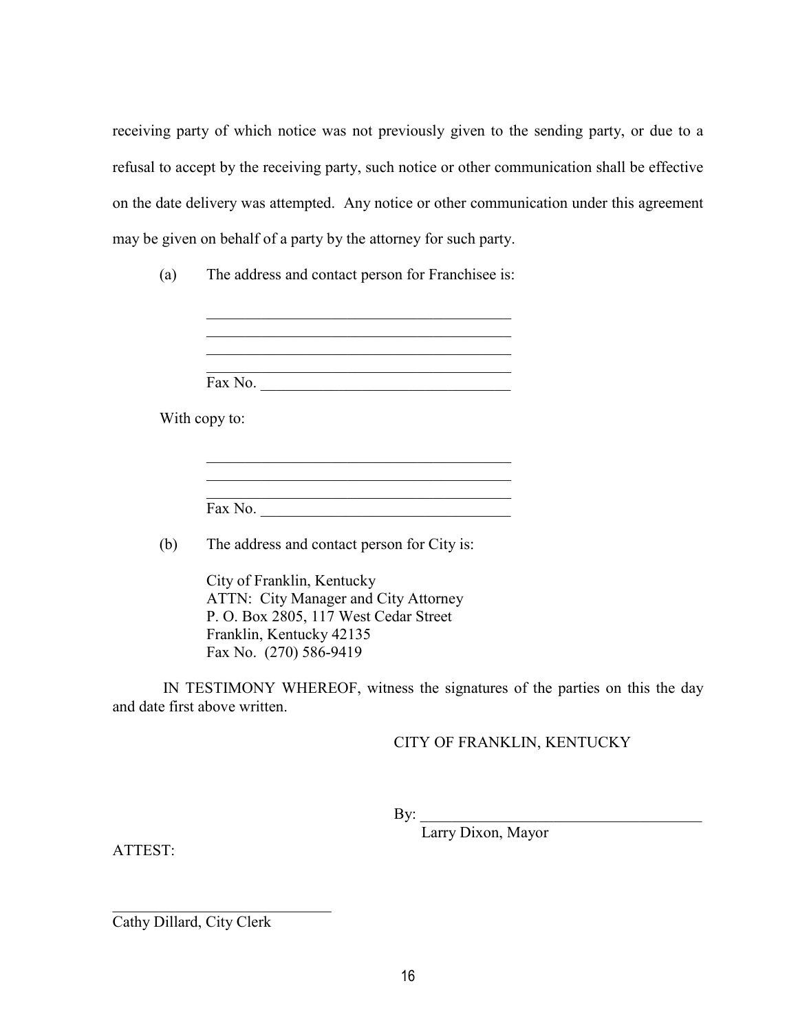receiving party of which notice was not previously given to the sending party, or due to a refusal to accept by the receiving party, such notice or other communication shall be effective on the date delivery was attempted. Any notice or other communication under this agreement may be given on behalf of a party by the attorney for such party.

(a) The address and contact person for Franchisee is:

\_\_\_\_\_\_\_\_\_\_\_\_\_\_\_\_\_\_\_\_\_\_\_\_\_\_\_\_\_\_\_\_\_\_\_\_\_\_\_\_
\_\_\_\_\_\_\_\_\_\_\_\_\_\_\_\_\_\_\_\_\_\_\_\_\_\_\_\_\_\_\_\_\_\_\_\_\_\_\_\_
\_\_\_\_\_\_\_\_\_\_\_\_\_\_\_\_\_\_\_\_\_\_\_\_\_\_\_\_\_\_\_\_\_\_\_\_\_\_\_\_
\_\_\_\_\_\_\_\_\_\_\_\_\_\_\_\_\_\_\_\_\_\_\_\_\_\_\_\_\_\_\_\_\_\_\_\_\_\_\_\_
Fax No. \_\_\_\_\_\_\_\_\_\_\_\_\_\_\_\_\_\_\_\_\_\_\_\_\_\_\_\_\_\_\_\_

With copy to:

\_\_\_\_\_\_\_\_\_\_\_\_\_\_\_\_\_\_\_\_\_\_\_\_\_\_\_\_\_\_\_\_\_\_\_\_\_\_\_\_
\_\_\_\_\_\_\_\_\_\_\_\_\_\_\_\_\_\_\_\_\_\_\_\_\_\_\_\_\_\_\_\_\_\_\_\_\_\_\_\_
\_\_\_\_\_\_\_\_\_\_\_\_\_\_\_\_\_\_\_\_\_\_\_\_\_\_\_\_\_\_\_\_\_\_\_\_\_\_\_\_
Fax No. \_\_\_\_\_\_\_\_\_\_\_\_\_\_\_\_\_\_\_\_\_\_\_\_\_\_\_\_\_\_\_\_

(b) The address and contact person for City is:

City of Franklin, Kentucky
ATTN: City Manager and City Attorney
P. O. Box 2805, 117 West Cedar Street
Franklin, Kentucky 42135
Fax No. (270) 586-9419

IN TESTIMONY WHEREOF, witness the signatures of the parties on this the day and date first above written.

CITY OF FRANKLIN, KENTUCKY

By: \_\_\_\_\_\_\_\_\_\_\_\_\_\_\_\_\_\_\_\_\_\_\_\_\_\_\_\_\_\_\_\_\_\_\_\_
Larry Dixon, Mayor

ATTEST:

\_\_\_\_\_\_\_\_\_\_\_\_\_\_\_\_\_\_\_\_\_\_\_\_\_\_\_\_\_\_
Cathy Dillard, City Clerk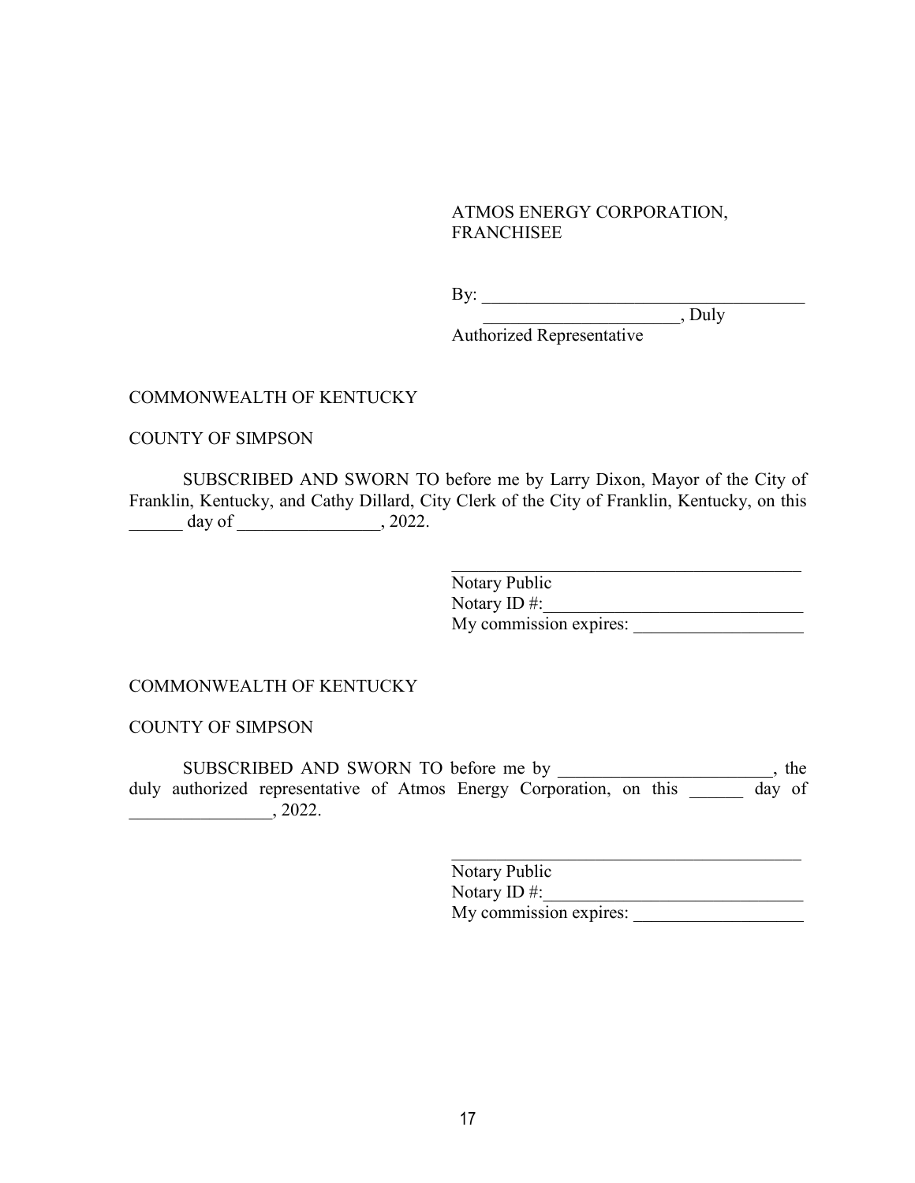ATMOS ENERGY CORPORATION,
FRANCHISEE

By: ______________________________________
______________________, Duly
Authorized Representative

COMMONWEALTH OF KENTUCKY

COUNTY OF SIMPSON

SUBSCRIBED AND SWORN TO before me by Larry Dixon, Mayor of the City of Franklin, Kentucky, and Cathy Dillard, City Clerk of the City of Franklin, Kentucky, on this ______ day of ________________, 2022.

_________________________________________
Notary Public
Notary ID #:______________________________
My commission expires: ___________________

COMMONWEALTH OF KENTUCKY

COUNTY OF SIMPSON

SUBSCRIBED AND SWORN TO before me by ________________________, the duly authorized representative of Atmos Energy Corporation, on this ______ day of ________________, 2022.

_________________________________________
Notary Public
Notary ID #:______________________________
My commission expires: ___________________